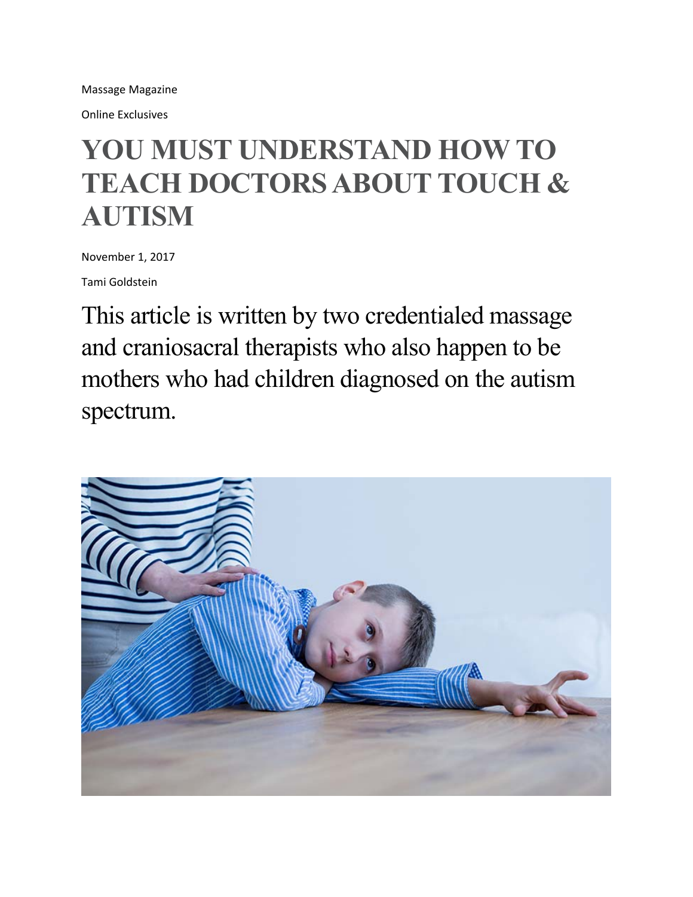Massage Magazine

Online Exclusives

# YOU MUST UNDERSTAND HOW TO TEACH DOCTORS ABOUT TOUCH & AUTISM

November 1, 2017

Tami Goldstein

This article is written by two credentialed massage and craniosacral therapists who also happen to be mothers who had children diagnosed on the autism spectrum.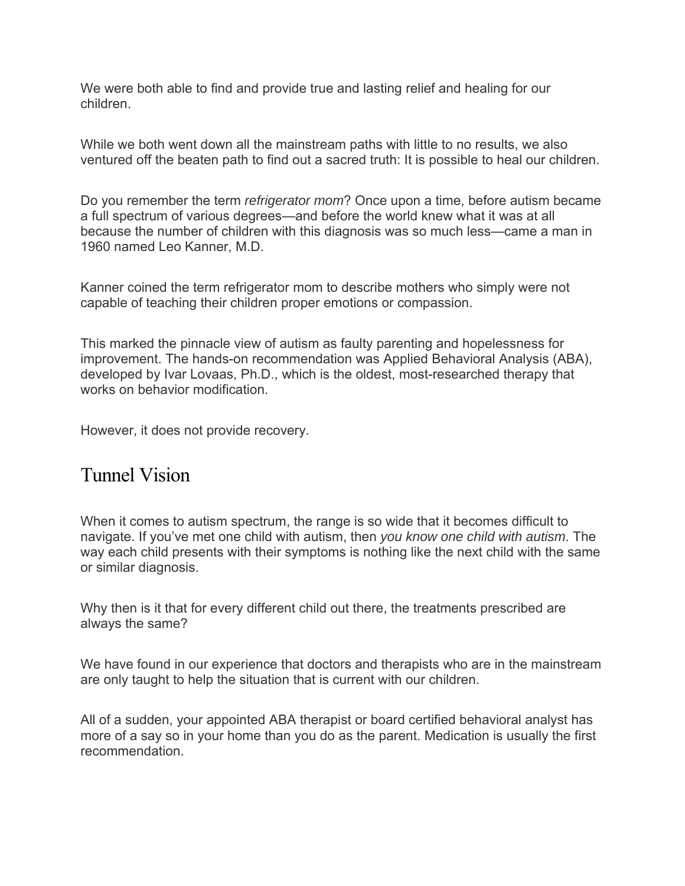We were both able to find and provide true and lasting relief and healing for our children.

While we both went down all the mainstream paths with little to no results, we also ventured off the beaten path to find out a sacred truth: It is possible to heal our children.

Do you remember the term *refrigerator mom*? Once upon a time, before autism became a full spectrum of various degrees—and before the world knew what it was at all because the number of children with this diagnosis was so much less—came a man in 1960 named Leo Kanner, M.D.

Kanner coined the term refrigerator mom to describe mothers who simply were not capable of teaching their children proper emotions or compassion.

This marked the pinnacle view of autism as faulty parenting and hopelessness for improvement. The hands-on recommendation was Applied Behavioral Analysis (ABA), developed by Ivar Lovaas, Ph.D., which is the oldest, most-researched therapy that works on behavior modification.

However, it does not provide recovery.

## Tunnel Vision

When it comes to autism spectrum, the range is so wide that it becomes difficult to navigate. If you've met one child with autism, then *you know one child with autism*. The way each child presents with their symptoms is nothing like the next child with the same or similar diagnosis.

Why then is it that for every different child out there, the treatments prescribed are always the same?

We have found in our experience that doctors and therapists who are in the mainstream are only taught to help the situation that is current with our children.

All of a sudden, your appointed ABA therapist or board certified behavioral analyst has more of a say so in your home than you do as the parent. Medication is usually the first recommendation.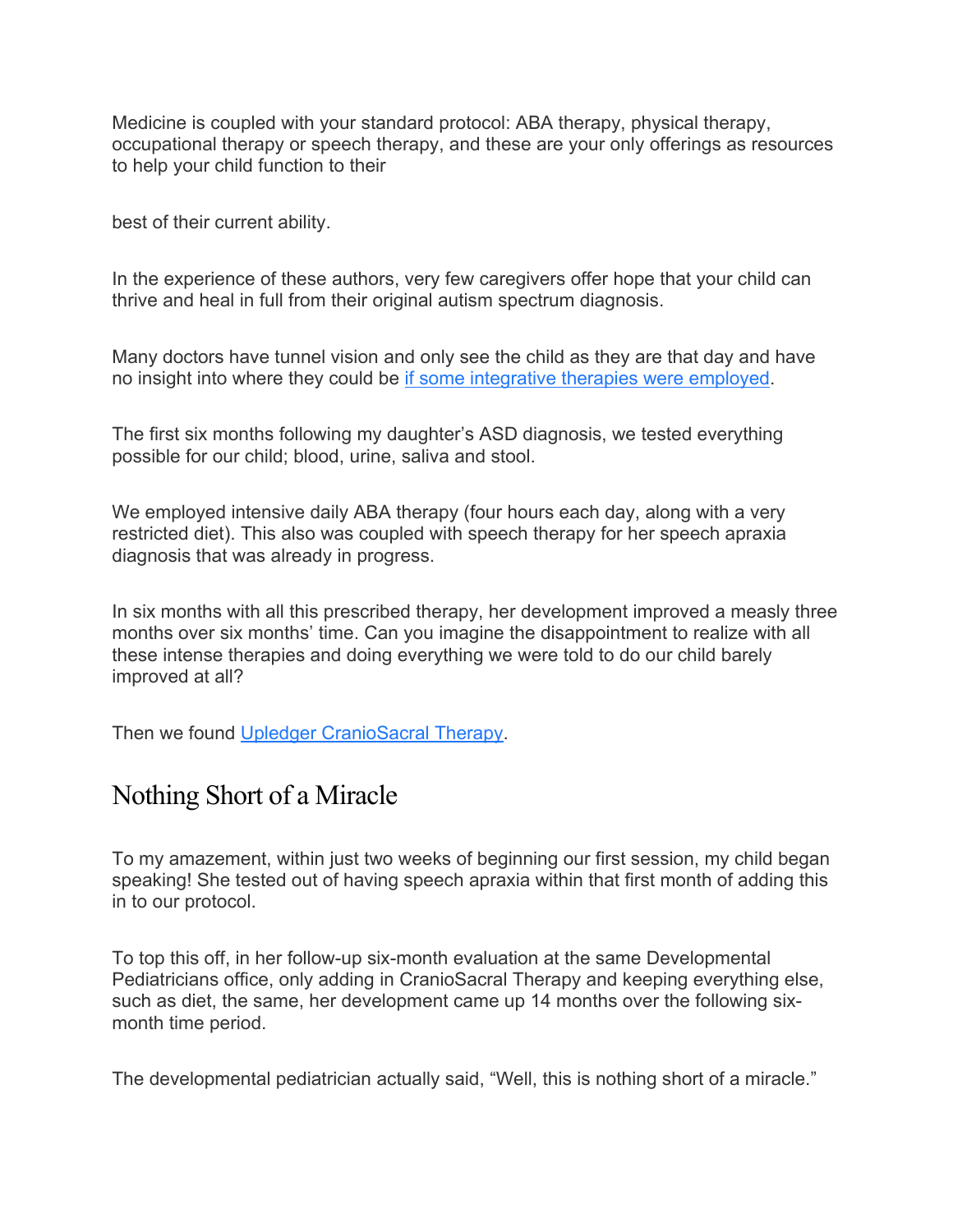Medicine is coupled with your standard protocol: ABA therapy, physical therapy, occupational therapy or speech therapy, and these are your only offerings as resources to help your child function to their best of their current ability.

In the experience of these authors, very few caregivers offer hope that your child can thrive and heal in full from their original autism spectrum diagnosis.

Many doctors have tunnel vision and only see the child as they are that day and have no insight into where they could be if some integrative therapies were employed.

The first six months following my daughter's ASD diagnosis, we tested everything possible for our child; blood, urine, saliva and stool.

We employed intensive daily ABA therapy (four hours each day, along with a very restricted diet). This also was coupled with speech therapy for her speech apraxia diagnosis that was already in progress.

In six months with all this prescribed therapy, her development improved a measly three months over six months' time. Can you imagine the disappointment to realize with all these intense therapies and doing everything we were told to do our child barely improved at all?

Then we found Upledger CranioSacral Therapy.

## Nothing Short of a Miracle

To my amazement, within just two weeks of beginning our first session, my child began speaking! She tested out of having speech apraxia within that first month of adding this in to our protocol.

To top this off, in her follow-up six-month evaluation at the same Developmental Pediatricians office, only adding in CranioSacral Therapy and keeping everything else, such as diet, the same, her development came up 14 months over the following six-month time period.

The developmental pediatrician actually said, "Well, this is nothing short of a miracle."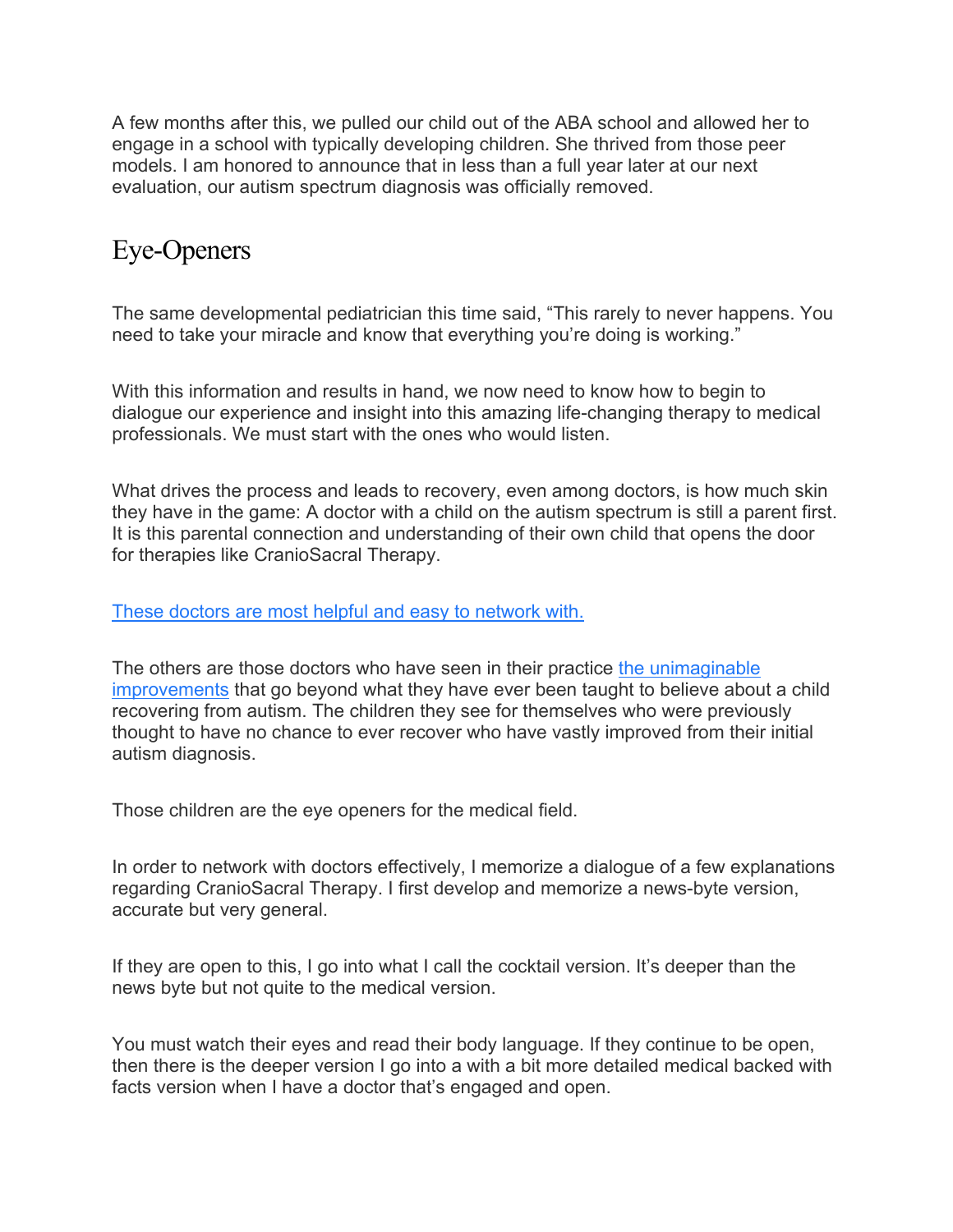A few months after this, we pulled our child out of the ABA school and allowed her to engage in a school with typically developing children. She thrived from those peer models. I am honored to announce that in less than a full year later at our next evaluation, our autism spectrum diagnosis was officially removed.

## Eye-Openers

The same developmental pediatrician this time said, "This rarely to never happens. You need to take your miracle and know that everything you're doing is working."

With this information and results in hand, we now need to know how to begin to dialogue our experience and insight into this amazing life-changing therapy to medical professionals. We must start with the ones who would listen.

What drives the process and leads to recovery, even among doctors, is how much skin they have in the game: A doctor with a child on the autism spectrum is still a parent first. It is this parental connection and understanding of their own child that opens the door for therapies like CranioSacral Therapy.

These doctors are most helpful and easy to network with.

The others are those doctors who have seen in their practice the unimaginable improvements that go beyond what they have ever been taught to believe about a child recovering from autism. The children they see for themselves who were previously thought to have no chance to ever recover who have vastly improved from their initial autism diagnosis.

Those children are the eye openers for the medical field.

In order to network with doctors effectively, I memorize a dialogue of a few explanations regarding CranioSacral Therapy. I first develop and memorize a news-byte version, accurate but very general.

If they are open to this, I go into what I call the cocktail version. It's deeper than the news byte but not quite to the medical version.

You must watch their eyes and read their body language. If they continue to be open, then there is the deeper version I go into a with a bit more detailed medical backed with facts version when I have a doctor that's engaged and open.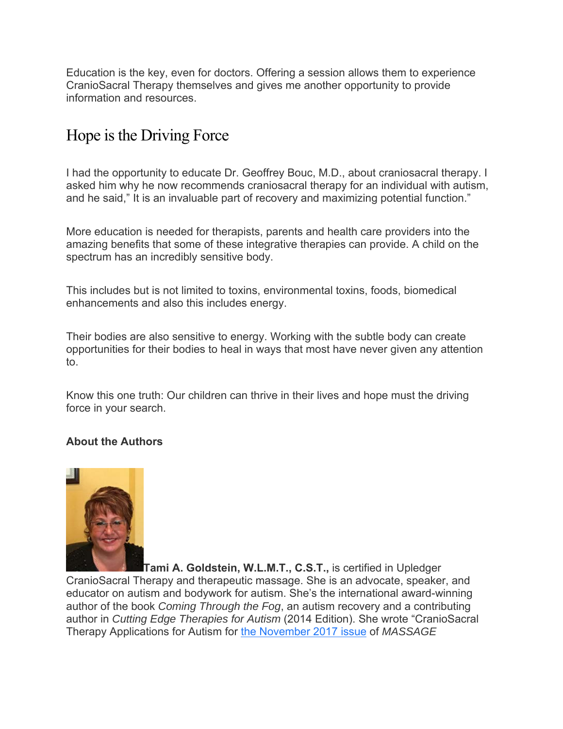Education is the key, even for doctors. Offering a session allows them to experience CranioSacral Therapy themselves and gives me another opportunity to provide information and resources.

## Hope is the Driving Force

I had the opportunity to educate Dr. Geoffrey Bouc, M.D., about craniosacral therapy. I asked him why he now recommends craniosacral therapy for an individual with autism, and he said," It is an invaluable part of recovery and maximizing potential function."

More education is needed for therapists, parents and health care providers into the amazing benefits that some of these integrative therapies can provide. A child on the spectrum has an incredibly sensitive body.

This includes but is not limited to toxins, environmental toxins, foods, biomedical enhancements and also this includes energy.

Their bodies are also sensitive to energy. Working with the subtle body can create opportunities for their bodies to heal in ways that most have never given any attention to.

Know this one truth: Our children can thrive in their lives and hope must the driving force in your search.

**About the Authors**

**Tami A. Goldstein, W.L.M.T., C.S.T.,** is certified in Upledger CranioSacral Therapy and therapeutic massage. She is an advocate, speaker, and educator on autism and bodywork for autism. She's the international award-winning author of the book *Coming Through the Fog*, an autism recovery and a contributing author in *Cutting Edge Therapies for Autism* (2014 Edition). She wrote "CranioSacral Therapy Applications for Autism for the November 2017 issue of *MASSAGE*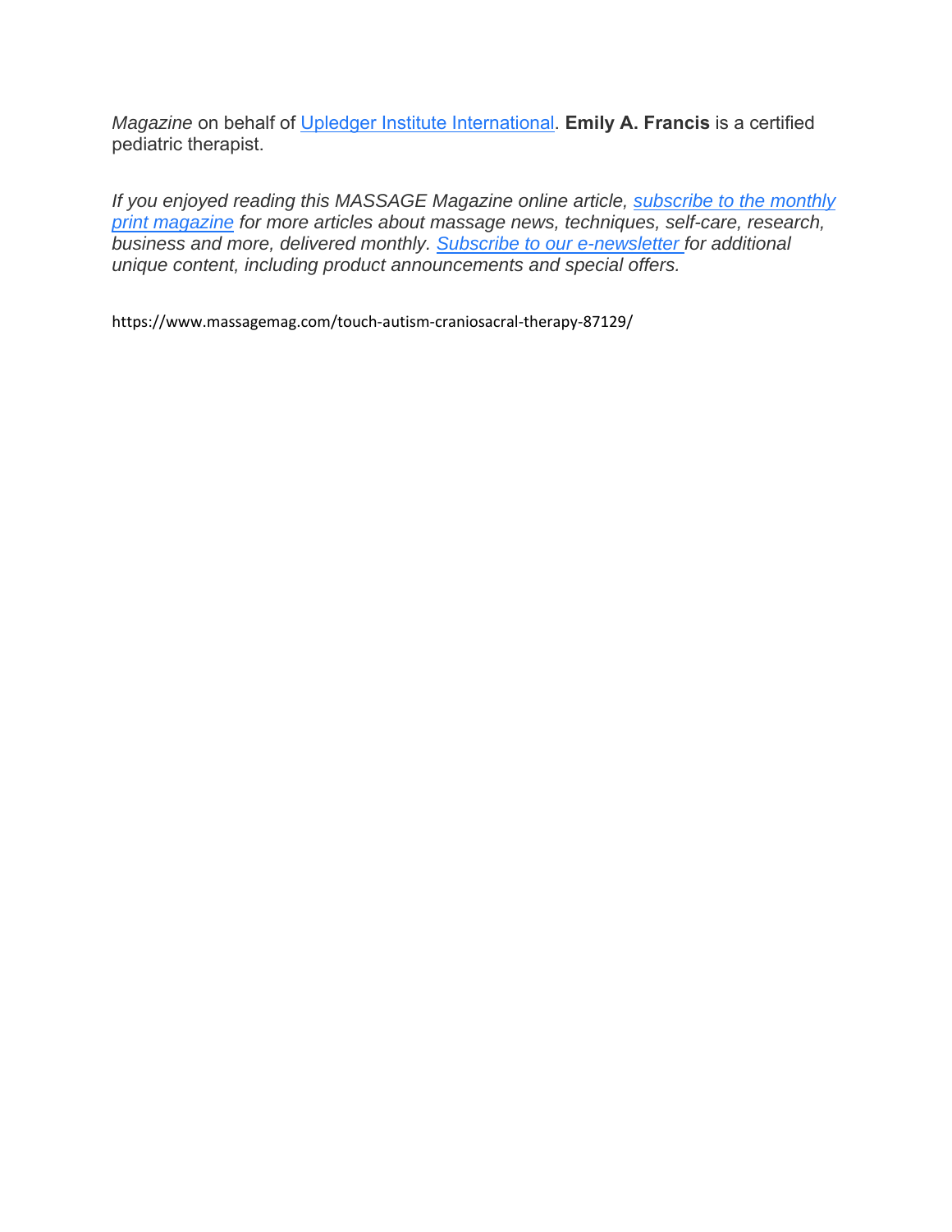*Magazine* on behalf of [Upledger Institute International](). **Emily A. Francis** is a certified pediatric therapist.

*If you enjoyed reading this MASSAGE Magazine online article, [subscribe to the monthly print magazine]() for more articles about massage news, techniques, self-care, research, business and more, delivered monthly. [Subscribe to our e-newsletter]() for additional unique content, including product announcements and special offers.*

https://www.massagemag.com/touch-autism-craniosacral-therapy-87129/